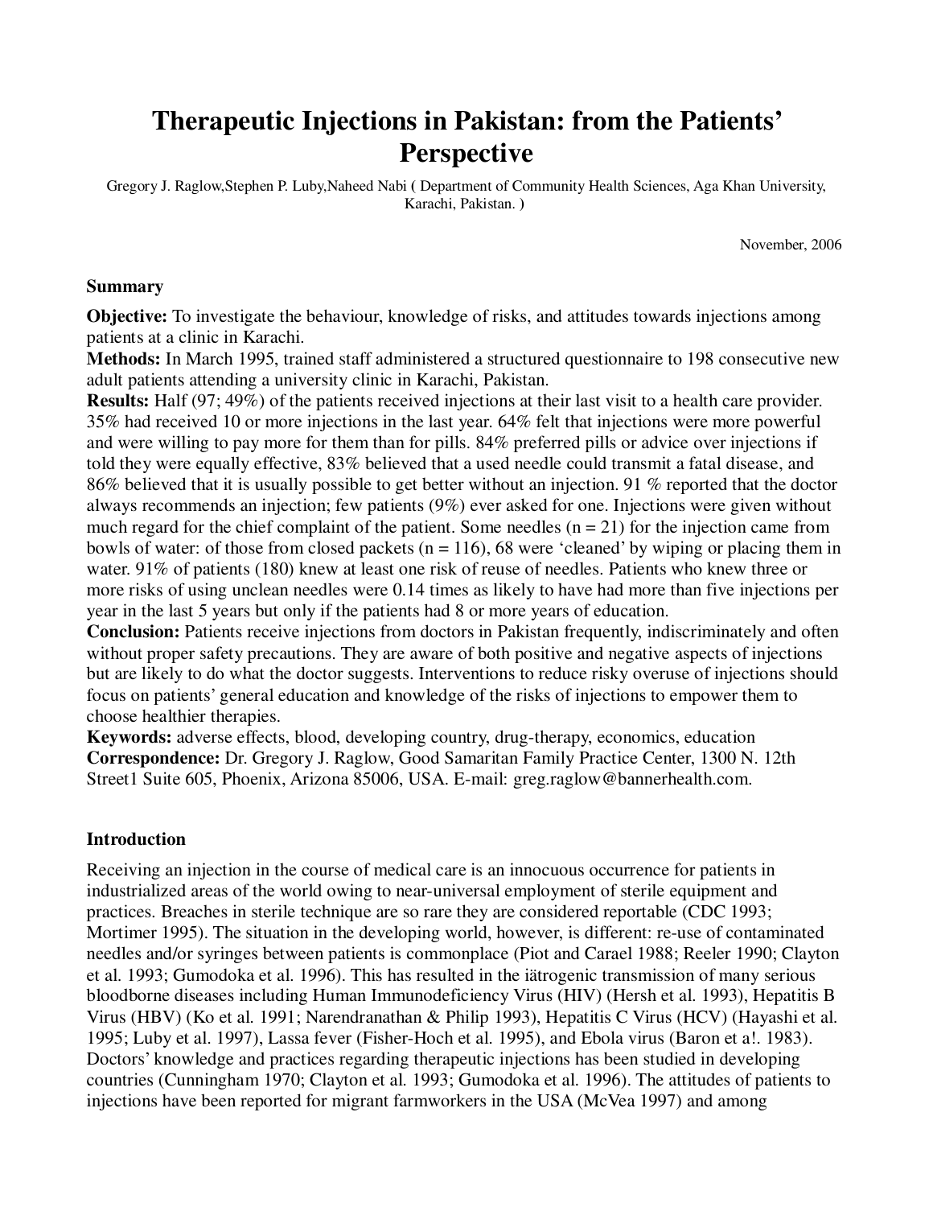# Therapeutic Injections in Pakistan: from the Patients' Perspective

Gregory J. Raglow,Stephen P. Luby,Naheed Nabi ( Department of Community Health Sciences, Aga Khan University, Karachi, Pakistan. )

November, 2006

## Summary

**Objective:** To investigate the behaviour, knowledge of risks, and attitudes towards injections among patients at a clinic in Karachi.

**Methods:** In March 1995, trained staff administered a structured questionnaire to 198 consecutive new adult patients attending a university clinic in Karachi, Pakistan.

**Results:** Half (97; 49%) of the patients received injections at their last visit to a health care provider. 35% had received 10 or more injections in the last year. 64% felt that injections were more powerful and were willing to pay more for them than for pills. 84% preferred pills or advice over injections if told they were equally effective, 83% believed that a used needle could transmit a fatal disease, and 86% believed that it is usually possible to get better without an injection. 91 % reported that the doctor always recommends an injection; few patients (9%) ever asked for one. Injections were given without much regard for the chief complaint of the patient. Some needles (n = 21) for the injection came from bowls of water: of those from closed packets (n = 116), 68 were 'cleaned' by wiping or placing them in water. 91% of patients (180) knew at least one risk of reuse of needles. Patients who knew three or more risks of using unclean needles were 0.14 times as likely to have had more than five injections per year in the last 5 years but only if the patients had 8 or more years of education.

**Conclusion:** Patients receive injections from doctors in Pakistan frequently, indiscriminately and often without proper safety precautions. They are aware of both positive and negative aspects of injections but are likely to do what the doctor suggests. Interventions to reduce risky overuse of injections should focus on patients' general education and knowledge of the risks of injections to empower them to choose healthier therapies.

**Keywords:** adverse effects, blood, developing country, drug-therapy, economics, education

**Correspondence:** Dr. Gregory J. Raglow, Good Samaritan Family Practice Center, 1300 N. 12th Street1 Suite 605, Phoenix, Arizona 85006, USA. E-mail: greg.raglow@bannerhealth.com.

## Introduction

Receiving an injection in the course of medical care is an innocuous occurrence for patients in industrialized areas of the world owing to near-universal employment of sterile equipment and practices. Breaches in sterile technique are so rare they are considered reportable (CDC 1993; Mortimer 1995). The situation in the developing world, however, is different: re-use of contaminated needles and/or syringes between patients is commonplace (Piot and Carael 1988; Reeler 1990; Clayton et al. 1993; Gumodoka et al. 1996). This has resulted in the iätrogenic transmission of many serious bloodborne diseases including Human Immunodeficiency Virus (HIV) (Hersh et al. 1993), Hepatitis B Virus (HBV) (Ko et al. 1991; Narendranathan & Philip 1993), Hepatitis C Virus (HCV) (Hayashi et al. 1995; Luby et al. 1997), Lassa fever (Fisher-Hoch et al. 1995), and Ebola virus (Baron et a!. 1983). Doctors' knowledge and practices regarding therapeutic injections has been studied in developing countries (Cunningham 1970; Clayton et al. 1993; Gumodoka et al. 1996). The attitudes of patients to injections have been reported for migrant farmworkers in the USA (McVea 1997) and among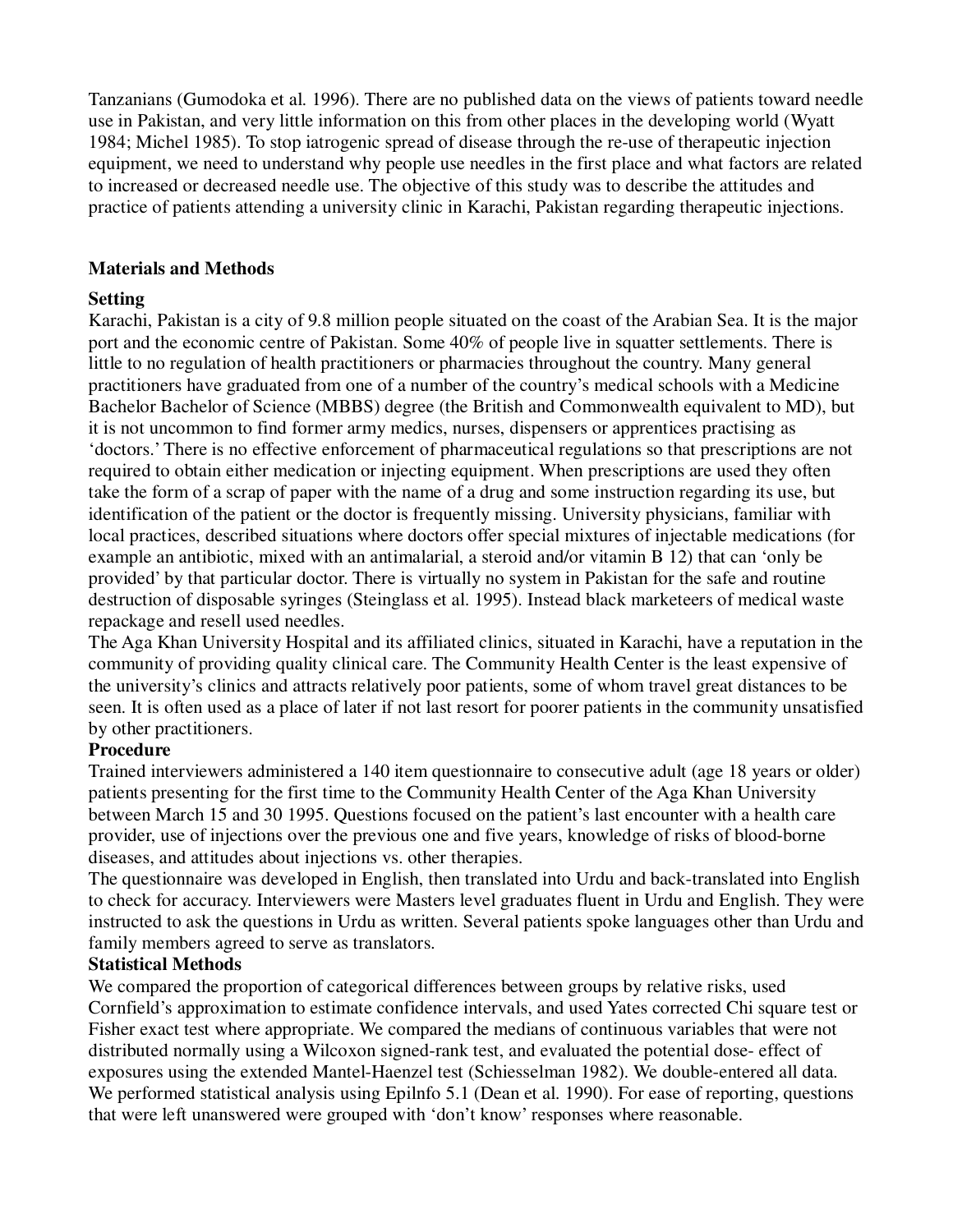Tanzanians (Gumodoka et al. 1996). There are no published data on the views of patients toward needle use in Pakistan, and very little information on this from other places in the developing world (Wyatt 1984; Michel 1985). To stop iatrogenic spread of disease through the re-use of therapeutic injection equipment, we need to understand why people use needles in the first place and what factors are related to increased or decreased needle use. The objective of this study was to describe the attitudes and practice of patients attending a university clinic in Karachi, Pakistan regarding therapeutic injections.

## Materials and Methods

### Setting

Karachi, Pakistan is a city of 9.8 million people situated on the coast of the Arabian Sea. It is the major port and the economic centre of Pakistan. Some 40% of people live in squatter settlements. There is little to no regulation of health practitioners or pharmacies throughout the country. Many general practitioners have graduated from one of a number of the country's medical schools with a Medicine Bachelor Bachelor of Science (MBBS) degree (the British and Commonwealth equivalent to MD), but it is not uncommon to find former army medics, nurses, dispensers or apprentices practising as 'doctors.' There is no effective enforcement of pharmaceutical regulations so that prescriptions are not required to obtain either medication or injecting equipment. When prescriptions are used they often take the form of a scrap of paper with the name of a drug and some instruction regarding its use, but identification of the patient or the doctor is frequently missing. University physicians, familiar with local practices, described situations where doctors offer special mixtures of injectable medications (for example an antibiotic, mixed with an antimalarial, a steroid and/or vitamin B 12) that can 'only be provided' by that particular doctor. There is virtually no system in Pakistan for the safe and routine destruction of disposable syringes (Steinglass et al. 1995). Instead black marketeers of medical waste repackage and resell used needles.

The Aga Khan University Hospital and its affiliated clinics, situated in Karachi, have a reputation in the community of providing quality clinical care. The Community Health Center is the least expensive of the university's clinics and attracts relatively poor patients, some of whom travel great distances to be seen. It is often used as a place of later if not last resort for poorer patients in the community unsatisfied by other practitioners.

### Procedure

Trained interviewers administered a 140 item questionnaire to consecutive adult (age 18 years or older) patients presenting for the first time to the Community Health Center of the Aga Khan University between March 15 and 30 1995. Questions focused on the patient's last encounter with a health care provider, use of injections over the previous one and five years, knowledge of risks of blood-borne diseases, and attitudes about injections vs. other therapies.

The questionnaire was developed in English, then translated into Urdu and back-translated into English to check for accuracy. Interviewers were Masters level graduates fluent in Urdu and English. They were instructed to ask the questions in Urdu as written. Several patients spoke languages other than Urdu and family members agreed to serve as translators.

### Statistical Methods

We compared the proportion of categorical differences between groups by relative risks, used Cornfield's approximation to estimate confidence intervals, and used Yates corrected Chi square test or Fisher exact test where appropriate. We compared the medians of continuous variables that were not distributed normally using a Wilcoxon signed-rank test, and evaluated the potential dose- effect of exposures using the extended Mantel-Haenzel test (Schiesselman 1982). We double-entered all data. We performed statistical analysis using EpiInfo 5.1 (Dean et al. 1990). For ease of reporting, questions that were left unanswered were grouped with 'don't know' responses where reasonable.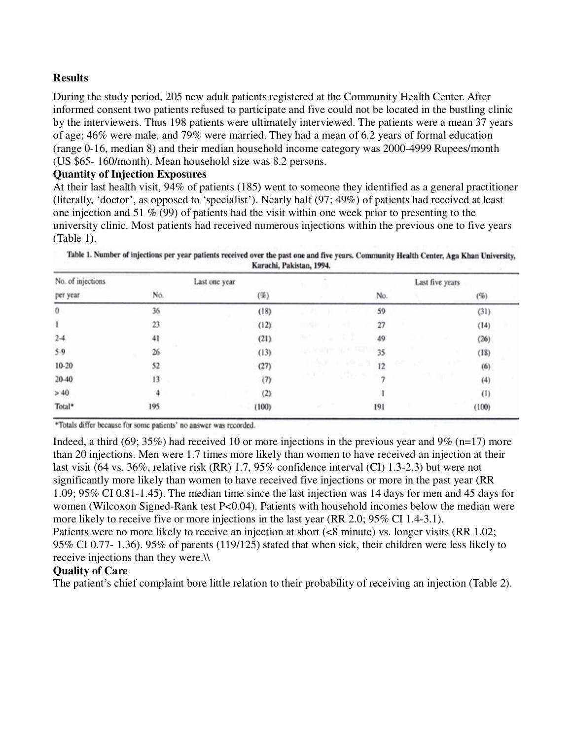**Results**

During the study period, 205 new adult patients registered at the Community Health Center. After informed consent two patients refused to participate and five could not be located in the bustling clinic by the interviewers. Thus 198 patients were ultimately interviewed. The patients were a mean 37 years of age; 46% were male, and 79% were married. They had a mean of 6.2 years of formal education (range 0-16, median 8) and their median household income category was 2000-4999 Rupees/month (US $65- 160/month). Mean household size was 8.2 persons.

**Quantity of Injection Exposures**

At their last health visit, 94% of patients (185) went to someone they identified as a general practitioner (literally, 'doctor', as opposed to 'specialist'). Nearly half (97; 49%) of patients had received at least one injection and 51 % (99) of patients had the visit within one week prior to presenting to the university clinic. Most patients had received numerous injections within the previous one to five years (Table 1).

**Table 1. Number of injections per year patients received over the past one and five years. Community Health Center, Aga Khan University, Karachi, Pakistan, 1994.**

| No. of injections per year | Last one year | | Last five years | |
|---|---|---|---|---|
| | No. | (%) | No. | (%) |
| 0 | 36 | (18) | 59 | (31) |
| 1 | 23 | (12) | 27 | (14) |
| 2-4 | 41 | (21) | 49 | (26) |
| 5-9 | 26 | (13) | 35 | (18) |
| 10-20 | 52 | (27) | 12 | (6) |
| 20-40 | 13 | (7) | 7 | (4) |
| > 40 | 4 | (2) | 1 | (1) |
| Total* | 195 | (100) | 191 | (100) |

*Totals differ because for some patients' no answer was recorded.

Indeed, a third (69; 35%) had received 10 or more injections in the previous year and 9% (n=17) more than 20 injections. Men were 1.7 times more likely than women to have received an injection at their last visit (64 vs. 36%, relative risk (RR) 1.7, 95% confidence interval (CI) 1.3-2.3) but were not significantly more likely than women to have received five injections or more in the past year (RR 1.09; 95% CI 0.81-1.45). The median time since the last injection was 14 days for men and 45 days for women (Wilcoxon Signed-Rank test $P<0.04$). Patients with household incomes below the median were more likely to receive five or more injections in the last year (RR 2.0; 95% CI 1.4-3.1).

Patients were no more likely to receive an injection at short (<8 minute) vs. longer visits (RR 1.02; 95% CI 0.77- 1.36). 95% of parents (119/125) stated that when sick, their children were less likely to receive injections than they were.\\

**Quality of Care**

The patient's chief complaint bore little relation to their probability of receiving an injection (Table 2).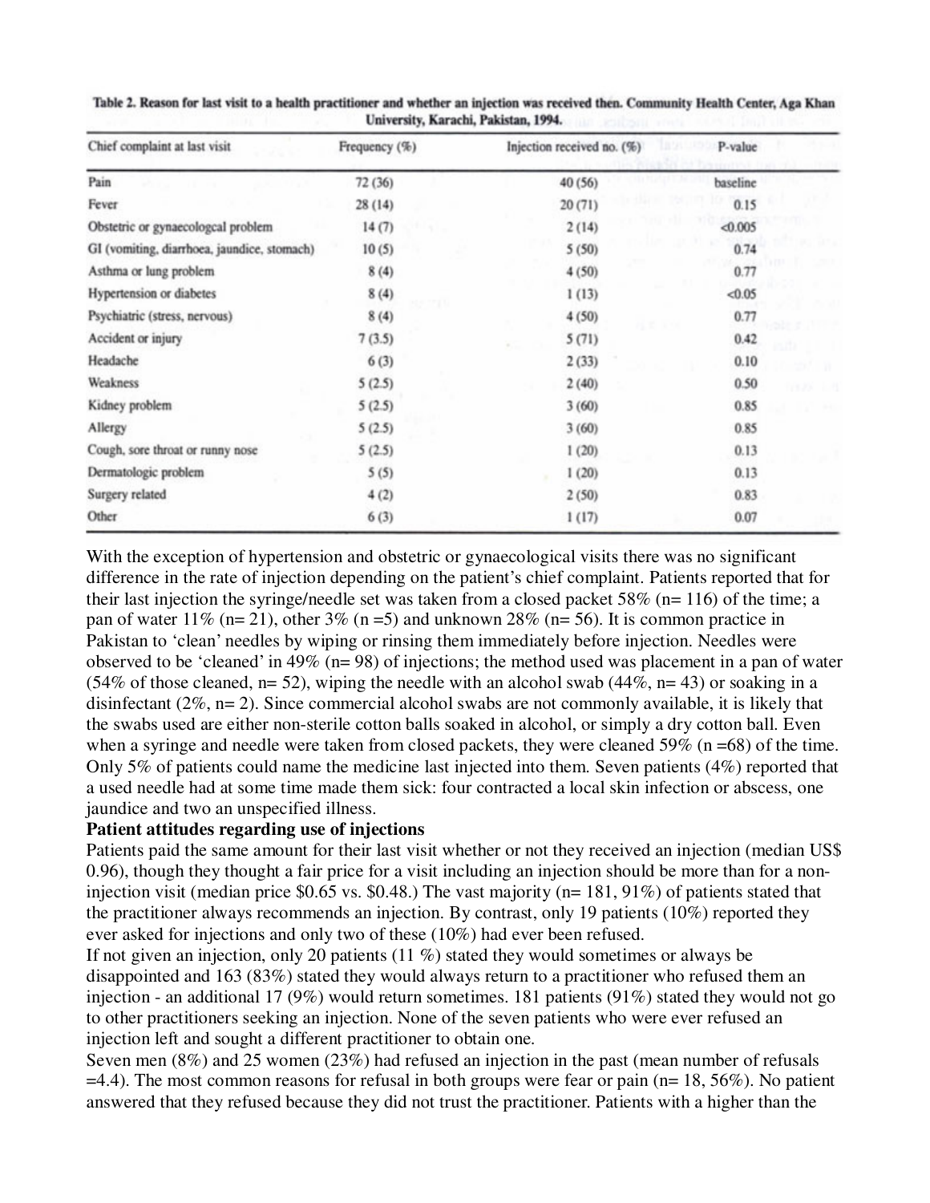**Table 2. Reason for last visit to a health practitioner and whether an injection was received then. Community Health Center, Aga Khan University, Karachi, Pakistan, 1994.**

| Chief complaint at last visit | Frequency (%) | Injection received no. (%) | P-value |
|---|---|---|---|
| Pain | 72 (36) | 40 (56) | baseline |
| Fever | 28 (14) | 20 (71) | 0.15 |
| Obstetric or gynaecologcal problem | 14 (7) | 2 (14) | <0.005 |
| GI (vomiting, diarrhoea, jaundice, stomach) | 10 (5) | 5 (50) | 0.74 |
| Asthma or lung problem | 8 (4) | 4 (50) | 0.77 |
| Hypertension or diabetes | 8 (4) | 1 (13) | <0.05 |
| Psychiatric (stress, nervous) | 8 (4) | 4 (50) | 0.77 |
| Accident or injury | 7 (3.5) | 5 (71) | 0.42 |
| Headache | 6 (3) | 2 (33) | 0.10 |
| Weakness | 5 (2.5) | 2 (40) | 0.50 |
| Kidney problem | 5 (2.5) | 3 (60) | 0.85 |
| Allergy | 5 (2.5) | 3 (60) | 0.85 |
| Cough, sore throat or runny nose | 5 (2.5) | 1 (20) | 0.13 |
| Dermatologic problem | 5 (5) | 1 (20) | 0.13 |
| Surgery related | 4 (2) | 2 (50) | 0.83 |
| Other | 6 (3) | 1 (17) | 0.07 |

With the exception of hypertension and obstetric or gynaecological visits there was no significant difference in the rate of injection depending on the patient's chief complaint. Patients reported that for their last injection the syringe/needle set was taken from a closed packet 58% (n= 116) of the time; a pan of water 11% (n= 21), other 3% (n =5) and unknown 28% (n= 56). It is common practice in Pakistan to 'clean' needles by wiping or rinsing them immediately before injection. Needles were observed to be 'cleaned' in 49% (n= 98) of injections; the method used was placement in a pan of water (54% of those cleaned, n= 52), wiping the needle with an alcohol swab (44%, n= 43) or soaking in a disinfectant (2%, n= 2). Since commercial alcohol swabs are not commonly available, it is likely that the swabs used are either non-sterile cotton balls soaked in alcohol, or simply a dry cotton ball. Even when a syringe and needle were taken from closed packets, they were cleaned 59% (n =68) of the time. Only 5% of patients could name the medicine last injected into them. Seven patients (4%) reported that a used needle had at some time made them sick: four contracted a local skin infection or abscess, one jaundice and two an unspecified illness.

**Patient attitudes regarding use of injections**

Patients paid the same amount for their last visit whether or not they received an injection (median US$ 0.96), though they thought a fair price for a visit including an injection should be more than for a non-injection visit (median price $0.65 vs. $0.48.) The vast majority (n= 181, 91%) of patients stated that the practitioner always recommends an injection. By contrast, only 19 patients (10%) reported they ever asked for injections and only two of these (10%) had ever been refused.

If not given an injection, only 20 patients (11 %) stated they would sometimes or always be disappointed and 163 (83%) stated they would always return to a practitioner who refused them an injection - an additional 17 (9%) would return sometimes. 181 patients (91%) stated they would not go to other practitioners seeking an injection. None of the seven patients who were ever refused an injection left and sought a different practitioner to obtain one.

Seven men (8%) and 25 women (23%) had refused an injection in the past (mean number of refusals =4.4). The most common reasons for refusal in both groups were fear or pain (n= 18, 56%). No patient answered that they refused because they did not trust the practitioner. Patients with a higher than the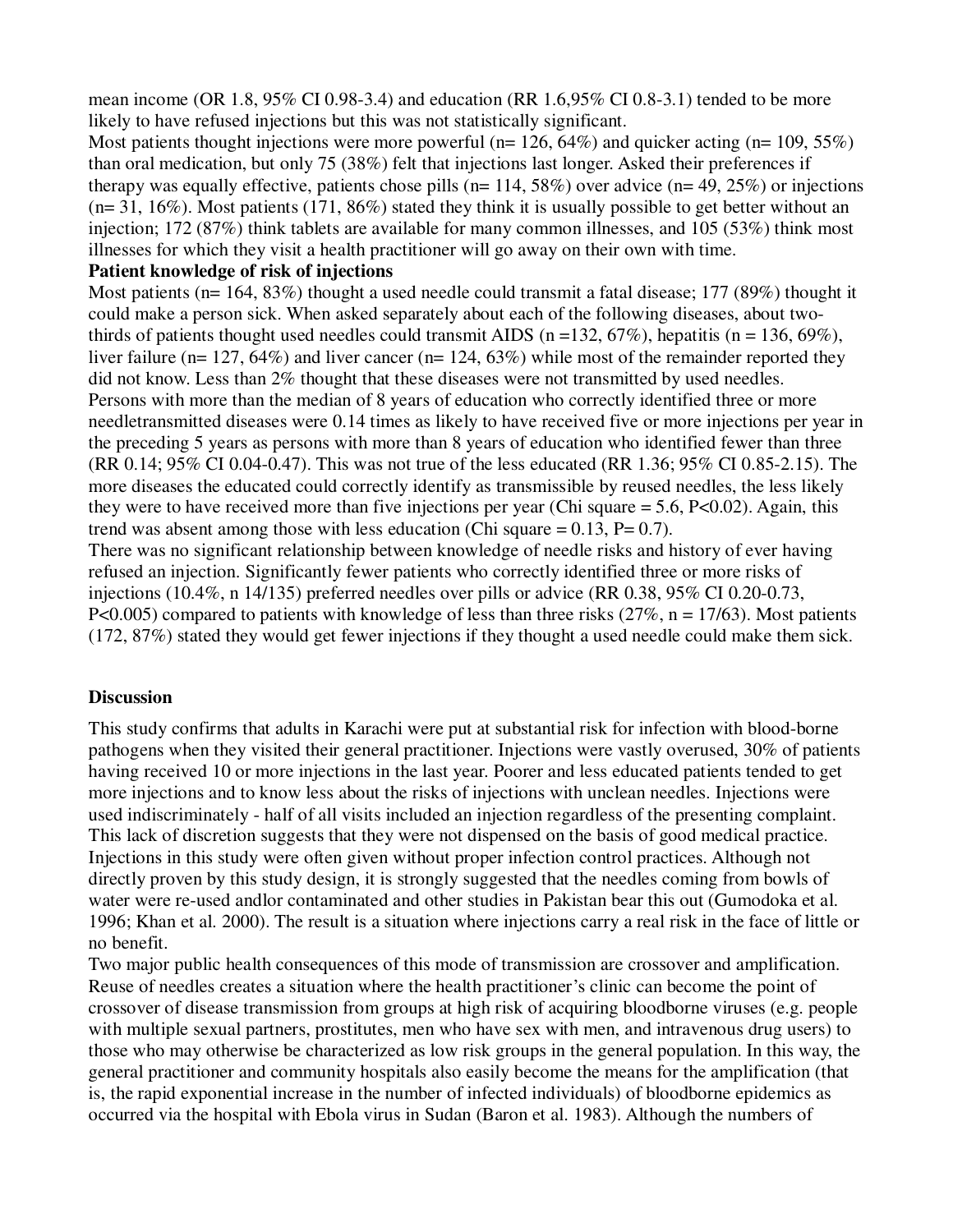mean income (OR 1.8, 95% CI 0.98-3.4) and education (RR 1.6,95% CI 0.8-3.1) tended to be more likely to have refused injections but this was not statistically significant.

Most patients thought injections were more powerful (n= 126, 64%) and quicker acting (n= 109, 55%) than oral medication, but only 75 (38%) felt that injections last longer. Asked their preferences if therapy was equally effective, patients chose pills (n= 114, 58%) over advice (n= 49, 25%) or injections (n= 31, 16%). Most patients (171, 86%) stated they think it is usually possible to get better without an injection; 172 (87%) think tablets are available for many common illnesses, and 105 (53%) think most illnesses for which they visit a health practitioner will go away on their own with time.

**Patient knowledge of risk of injections**

Most patients (n= 164, 83%) thought a used needle could transmit a fatal disease; 177 (89%) thought it could make a person sick. When asked separately about each of the following diseases, about two-thirds of patients thought used needles could transmit AIDS (n =132, 67%), hepatitis (n = 136, 69%), liver failure (n= 127, 64%) and liver cancer (n= 124, 63%) while most of the remainder reported they did not know. Less than 2% thought that these diseases were not transmitted by used needles.

Persons with more than the median of 8 years of education who correctly identified three or more needletransmitted diseases were 0.14 times as likely to have received five or more injections per year in the preceding 5 years as persons with more than 8 years of education who identified fewer than three (RR 0.14; 95% CI 0.04-0.47). This was not true of the less educated (RR 1.36; 95% CI 0.85-2.15). The more diseases the educated could correctly identify as transmissible by reused needles, the less likely they were to have received more than five injections per year (Chi square = 5.6, P<0.02). Again, this trend was absent among those with less education (Chi square = 0.13, P= 0.7).

There was no significant relationship between knowledge of needle risks and history of ever having refused an injection. Significantly fewer patients who correctly identified three or more risks of injections (10.4%, n 14/135) preferred needles over pills or advice (RR 0.38, 95% CI 0.20-0.73, P<0.005) compared to patients with knowledge of less than three risks (27%, n = 17/63). Most patients (172, 87%) stated they would get fewer injections if they thought a used needle could make them sick.

## Discussion

This study confirms that adults in Karachi were put at substantial risk for infection with blood-borne pathogens when they visited their general practitioner. Injections were vastly overused, 30% of patients having received 10 or more injections in the last year. Poorer and less educated patients tended to get more injections and to know less about the risks of injections with unclean needles. Injections were used indiscriminately - half of all visits included an injection regardless of the presenting complaint. This lack of discretion suggests that they were not dispensed on the basis of good medical practice. Injections in this study were often given without proper infection control practices. Although not directly proven by this study design, it is strongly suggested that the needles coming from bowls of water were re-used andlor contaminated and other studies in Pakistan bear this out (Gumodoka et al. 1996; Khan et al. 2000). The result is a situation where injections carry a real risk in the face of little or no benefit.

Two major public health consequences of this mode of transmission are crossover and amplification. Reuse of needles creates a situation where the health practitioner's clinic can become the point of crossover of disease transmission from groups at high risk of acquiring bloodborne viruses (e.g. people with multiple sexual partners, prostitutes, men who have sex with men, and intravenous drug users) to those who may otherwise be characterized as low risk groups in the general population. In this way, the general practitioner and community hospitals also easily become the means for the amplification (that is, the rapid exponential increase in the number of infected individuals) of bloodborne epidemics as occurred via the hospital with Ebola virus in Sudan (Baron et al. 1983). Although the numbers of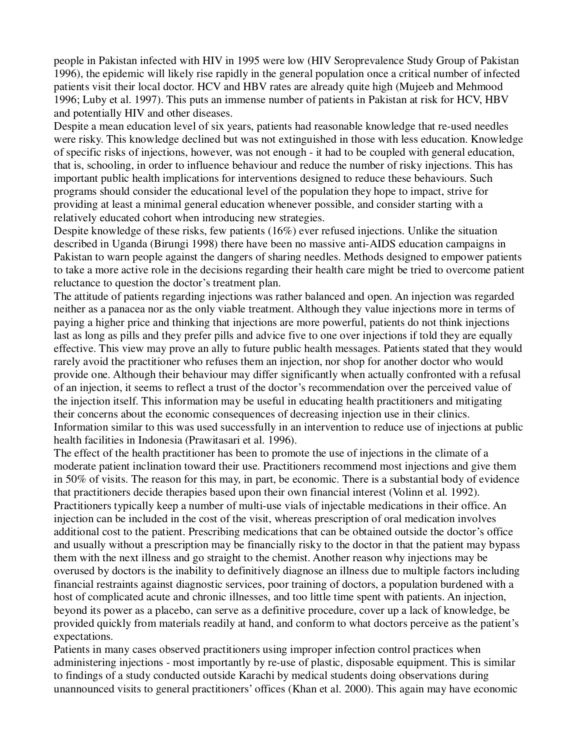people in Pakistan infected with HIV in 1995 were low (HIV Seroprevalence Study Group of Pakistan 1996), the epidemic will likely rise rapidly in the general population once a critical number of infected patients visit their local doctor. HCV and HBV rates are already quite high (Mujeeb and Mehmood 1996; Luby et al. 1997). This puts an immense number of patients in Pakistan at risk for HCV, HBV and potentially HIV and other diseases.

Despite a mean education level of six years, patients had reasonable knowledge that re-used needles were risky. This knowledge declined but was not extinguished in those with less education. Knowledge of specific risks of injections, however, was not enough - it had to be coupled with general education, that is, schooling, in order to influence behaviour and reduce the number of risky injections. This has important public health implications for interventions designed to reduce these behaviours. Such programs should consider the educational level of the population they hope to impact, strive for providing at least a minimal general education whenever possible, and consider starting with a relatively educated cohort when introducing new strategies.

Despite knowledge of these risks, few patients (16%) ever refused injections. Unlike the situation described in Uganda (Birungi 1998) there have been no massive anti-AIDS education campaigns in Pakistan to warn people against the dangers of sharing needles. Methods designed to empower patients to take a more active role in the decisions regarding their health care might be tried to overcome patient reluctance to question the doctor's treatment plan.

The attitude of patients regarding injections was rather balanced and open. An injection was regarded neither as a panacea nor as the only viable treatment. Although they value injections more in terms of paying a higher price and thinking that injections are more powerful, patients do not think injections last as long as pills and they prefer pills and advice five to one over injections if told they are equally effective. This view may prove an ally to future public health messages. Patients stated that they would rarely avoid the practitioner who refuses them an injection, nor shop for another doctor who would provide one. Although their behaviour may differ significantly when actually confronted with a refusal of an injection, it seems to reflect a trust of the doctor's recommendation over the perceived value of the injection itself. This information may be useful in educating health practitioners and mitigating their concerns about the economic consequences of decreasing injection use in their clinics. Information similar to this was used successfully in an intervention to reduce use of injections at public health facilities in Indonesia (Prawitasari et al. 1996).

The effect of the health practitioner has been to promote the use of injections in the climate of a moderate patient inclination toward their use. Practitioners recommend most injections and give them in 50% of visits. The reason for this may, in part, be economic. There is a substantial body of evidence that practitioners decide therapies based upon their own financial interest (Volinn et al. 1992). Practitioners typically keep a number of multi-use vials of injectable medications in their office. An injection can be included in the cost of the visit, whereas prescription of oral medication involves additional cost to the patient. Prescribing medications that can be obtained outside the doctor's office and usually without a prescription may be financially risky to the doctor in that the patient may bypass them with the next illness and go straight to the chemist. Another reason why injections may be overused by doctors is the inability to definitively diagnose an illness due to multiple factors including financial restraints against diagnostic services, poor training of doctors, a population burdened with a host of complicated acute and chronic illnesses, and too little time spent with patients. An injection, beyond its power as a placebo, can serve as a definitive procedure, cover up a lack of knowledge, be provided quickly from materials readily at hand, and conform to what doctors perceive as the patient's expectations.

Patients in many cases observed practitioners using improper infection control practices when administering injections - most importantly by re-use of plastic, disposable equipment. This is similar to findings of a study conducted outside Karachi by medical students doing observations during unannounced visits to general practitioners' offices (Khan et al. 2000). This again may have economic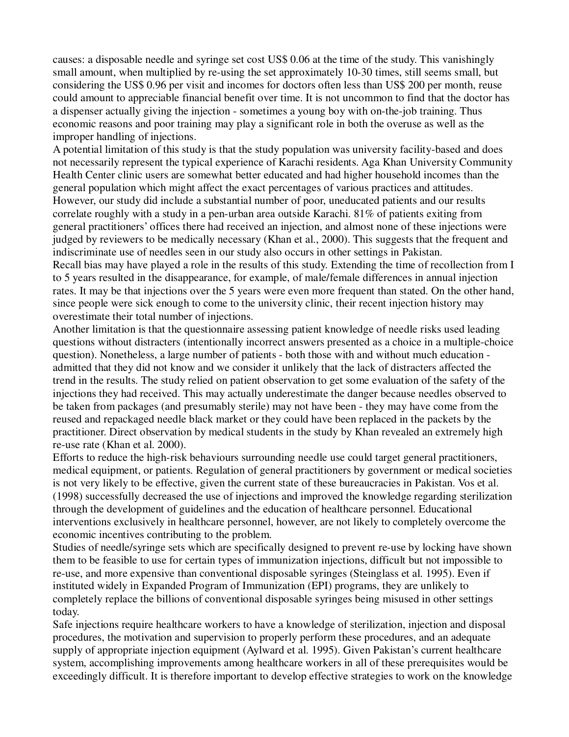causes: a disposable needle and syringe set cost US$ 0.06 at the time of the study. This vanishingly small amount, when multiplied by re-using the set approximately 10-30 times, still seems small, but considering the US$ 0.96 per visit and incomes for doctors often less than US$ 200 per month, reuse could amount to appreciable financial benefit over time. It is not uncommon to find that the doctor has a dispenser actually giving the injection - sometimes a young boy with on-the-job training. Thus economic reasons and poor training may play a significant role in both the overuse as well as the improper handling of injections.

A potential limitation of this study is that the study population was university facility-based and does not necessarily represent the typical experience of Karachi residents. Aga Khan University Community Health Center clinic users are somewhat better educated and had higher household incomes than the general population which might affect the exact percentages of various practices and attitudes. However, our study did include a substantial number of poor, uneducated patients and our results correlate roughly with a study in a pen-urban area outside Karachi. 81% of patients exiting from general practitioners' offices there had received an injection, and almost none of these injections were judged by reviewers to be medically necessary (Khan et al., 2000). This suggests that the frequent and indiscriminate use of needles seen in our study also occurs in other settings in Pakistan.

Recall bias may have played a role in the results of this study. Extending the time of recollection from I to 5 years resulted in the disappearance, for example, of male/female differences in annual injection rates. It may be that injections over the 5 years were even more frequent than stated. On the other hand, since people were sick enough to come to the university clinic, their recent injection history may overestimate their total number of injections.

Another limitation is that the questionnaire assessing patient knowledge of needle risks used leading questions without distracters (intentionally incorrect answers presented as a choice in a multiple-choice question). Nonetheless, a large number of patients - both those with and without much education - admitted that they did not know and we consider it unlikely that the lack of distracters affected the trend in the results. The study relied on patient observation to get some evaluation of the safety of the injections they had received. This may actually underestimate the danger because needles observed to be taken from packages (and presumably sterile) may not have been - they may have come from the reused and repackaged needle black market or they could have been replaced in the packets by the practitioner. Direct observation by medical students in the study by Khan revealed an extremely high re-use rate (Khan et al. 2000).

Efforts to reduce the high-risk behaviours surrounding needle use could target general practitioners, medical equipment, or patients. Regulation of general practitioners by government or medical societies is not very likely to be effective, given the current state of these bureaucracies in Pakistan. Vos et al. (1998) successfully decreased the use of injections and improved the knowledge regarding sterilization through the development of guidelines and the education of healthcare personnel. Educational interventions exclusively in healthcare personnel, however, are not likely to completely overcome the economic incentives contributing to the problem.

Studies of needle/syringe sets which are specifically designed to prevent re-use by locking have shown them to be feasible to use for certain types of immunization injections, difficult but not impossible to re-use, and more expensive than conventional disposable syringes (Steinglass et al. 1995). Even if instituted widely in Expanded Program of Immunization (EPI) programs, they are unlikely to completely replace the billions of conventional disposable syringes being misused in other settings today.

Safe injections require healthcare workers to have a knowledge of sterilization, injection and disposal procedures, the motivation and supervision to properly perform these procedures, and an adequate supply of appropriate injection equipment (Aylward et al. 1995). Given Pakistan's current healthcare system, accomplishing improvements among healthcare workers in all of these prerequisites would be exceedingly difficult. It is therefore important to develop effective strategies to work on the knowledge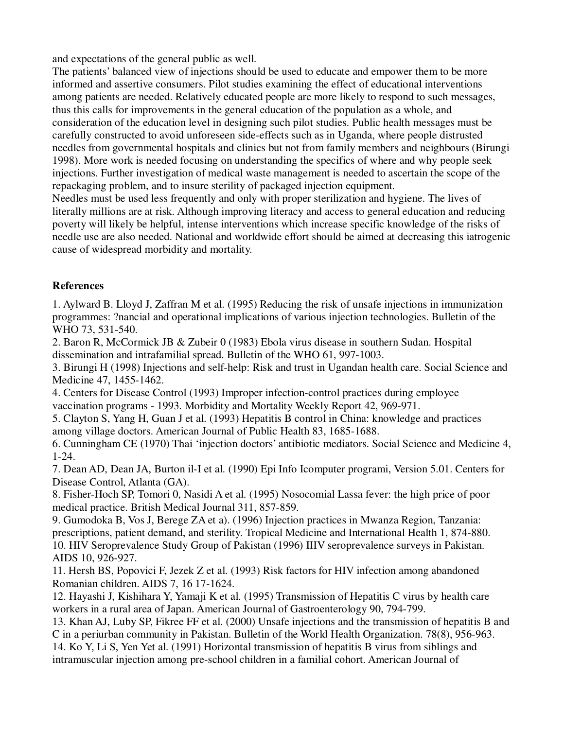and expectations of the general public as well.

The patients' balanced view of injections should be used to educate and empower them to be more informed and assertive consumers. Pilot studies examining the effect of educational interventions among patients are needed. Relatively educated people are more likely to respond to such messages, thus this calls for improvements in the general education of the population as a whole, and consideration of the education level in designing such pilot studies. Public health messages must be carefully constructed to avoid unforeseen side-effects such as in Uganda, where people distrusted needles from governmental hospitals and clinics but not from family members and neighbours (Birungi 1998). More work is needed focusing on understanding the specifics of where and why people seek injections. Further investigation of medical waste management is needed to ascertain the scope of the repackaging problem, and to insure sterility of packaged injection equipment.

Needles must be used less frequently and only with proper sterilization and hygiene. The lives of literally millions are at risk. Although improving literacy and access to general education and reducing poverty will likely be helpful, intense interventions which increase specific knowledge of the risks of needle use are also needed. National and worldwide effort should be aimed at decreasing this iatrogenic cause of widespread morbidity and mortality.

## References

1. Aylward B. Lloyd J, Zaffran M et al. (1995) Reducing the risk of unsafe injections in immunization programmes: ?nancial and operational implications of various injection technologies. Bulletin of the WHO 73, 531-540.
2. Baron R, McCormick JB & Zubeir 0 (1983) Ebola virus disease in southern Sudan. Hospital dissemination and intrafamilial spread. Bulletin of the WHO 61, 997-1003.
3. Birungi H (1998) Injections and self-help: Risk and trust in Ugandan health care. Social Science and Medicine 47, 1455-1462.
4. Centers for Disease Control (1993) Improper infection-control practices during employee vaccination programs - 1993. Morbidity and Mortality Weekly Report 42, 969-971.
5. Clayton S, Yang H, Guan J et al. (1993) Hepatitis B control in China: knowledge and practices among village doctors. American Journal of Public Health 83, 1685-1688.
6. Cunningham CE (1970) Thai 'injection doctors' antibiotic mediators. Social Science and Medicine 4, 1-24.
7. Dean AD, Dean JA, Burton il-I et al. (1990) Epi Info Icomputer programi, Version 5.01. Centers for Disease Control, Atlanta (GA).
8. Fisher-Hoch SP, Tomori 0, Nasidi A et al. (1995) Nosocomial Lassa fever: the high price of poor medical practice. British Medical Journal 311, 857-859.
9. Gumodoka B, Vos J, Berege ZA et a). (1996) Injection practices in Mwanza Region, Tanzania: prescriptions, patient demand, and sterility. Tropical Medicine and International Health 1, 874-880.
10. HIV Seroprevalence Study Group of Pakistan (1996) IIIV seroprevalence surveys in Pakistan. AIDS 10, 926-927.
11. Hersh BS, Popovici F, Jezek Z et al. (1993) Risk factors for HIV infection among abandoned Romanian children. AIDS 7, 16 17-1624.
12. Hayashi J, Kishihara Y, Yamaji K et al. (1995) Transmission of Hepatitis C virus by health care workers in a rural area of Japan. American Journal of Gastroenterology 90, 794-799.
13. Khan AJ, Luby SP, Fikree FF et al. (2000) Unsafe injections and the transmission of hepatitis B and C in a periurban community in Pakistan. Bulletin of the World Health Organization. 78(8), 956-963.
14. Ko Y, Li S, Yen Yet al. (1991) Horizontal transmission of hepatitis B virus from siblings and intramuscular injection among pre-school children in a familial cohort. American Journal of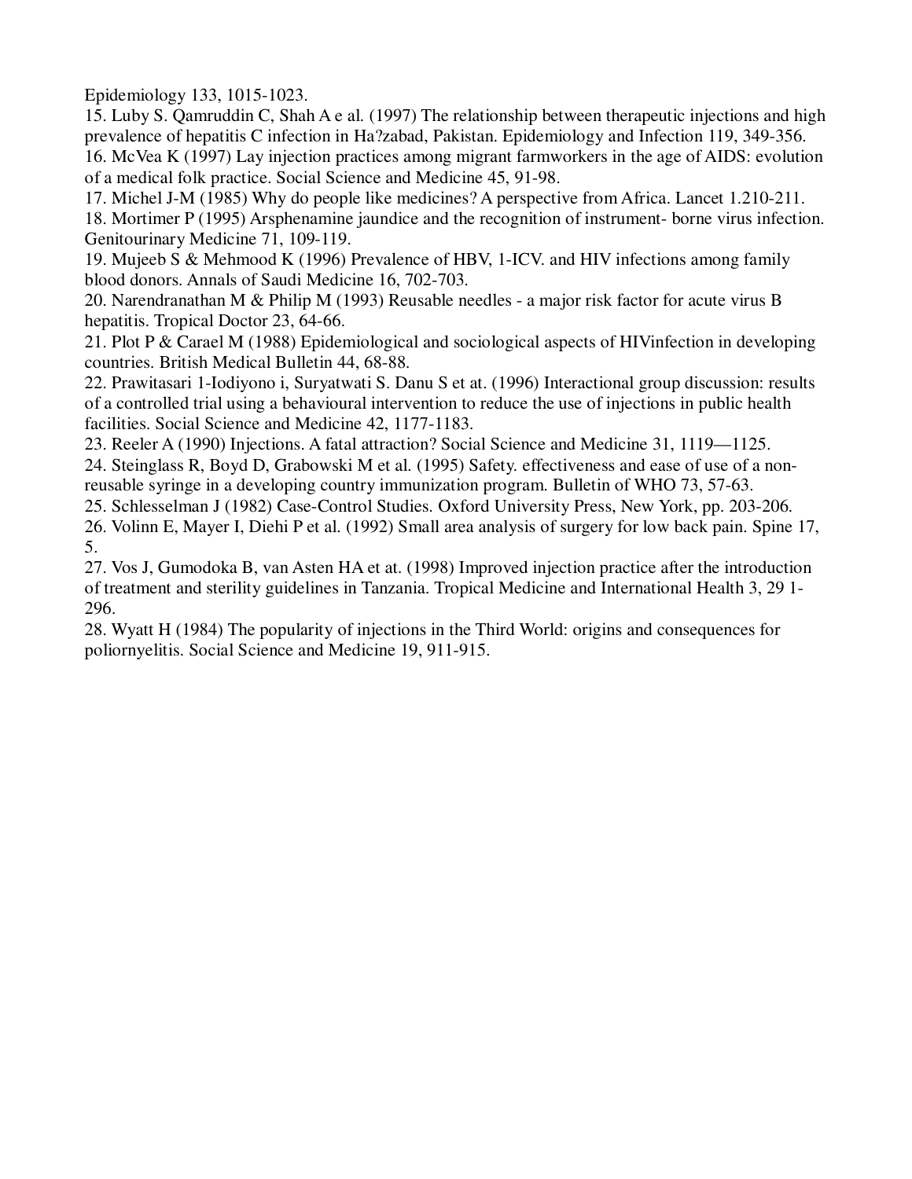Epidemiology 133, 1015-1023.

15. Luby S. Qamruddin C, Shah A e al. (1997) The relationship between therapeutic injections and high prevalence of hepatitis C infection in Ha?zabad, Pakistan. Epidemiology and Infection 119, 349-356.

16. McVea K (1997) Lay injection practices among migrant farmworkers in the age of AIDS: evolution of a medical folk practice. Social Science and Medicine 45, 91-98.

17. Michel J-M (1985) Why do people like medicines? A perspective from Africa. Lancet 1.210-211.

18. Mortimer P (1995) Arsphenamine jaundice and the recognition of instrument- borne virus infection. Genitourinary Medicine 71, 109-119.

19. Mujeeb S & Mehmood K (1996) Prevalence of HBV, 1-ICV. and HIV infections among family blood donors. Annals of Saudi Medicine 16, 702-703.

20. Narendranathan M & Philip M (1993) Reusable needles - a major risk factor for acute virus B hepatitis. Tropical Doctor 23, 64-66.

21. Plot P & Carael M (1988) Epidemiological and sociological aspects of HIVinfection in developing countries. British Medical Bulletin 44, 68-88.

22. Prawitasari 1-Iodiyono i, Suryatwati S. Danu S et at. (1996) Interactional group discussion: results of a controlled trial using a behavioural intervention to reduce the use of injections in public health facilities. Social Science and Medicine 42, 1177-1183.

23. Reeler A (1990) Injections. A fatal attraction? Social Science and Medicine 31, 1119—1125.

24. Steinglass R, Boyd D, Grabowski M et al. (1995) Safety. effectiveness and ease of use of a non-reusable syringe in a developing country immunization program. Bulletin of WHO 73, 57-63.

25. Schlesselman J (1982) Case-Control Studies. Oxford University Press, New York, pp. 203-206.

26. Volinn E, Mayer I, Diehi P et al. (1992) Small area analysis of surgery for low back pain. Spine 17, 5.

27. Vos J, Gumodoka B, van Asten HA et at. (1998) Improved injection practice after the introduction of treatment and sterility guidelines in Tanzania. Tropical Medicine and International Health 3, 29 1-296.

28. Wyatt H (1984) The popularity of injections in the Third World: origins and consequences for poliornyelitis. Social Science and Medicine 19, 911-915.